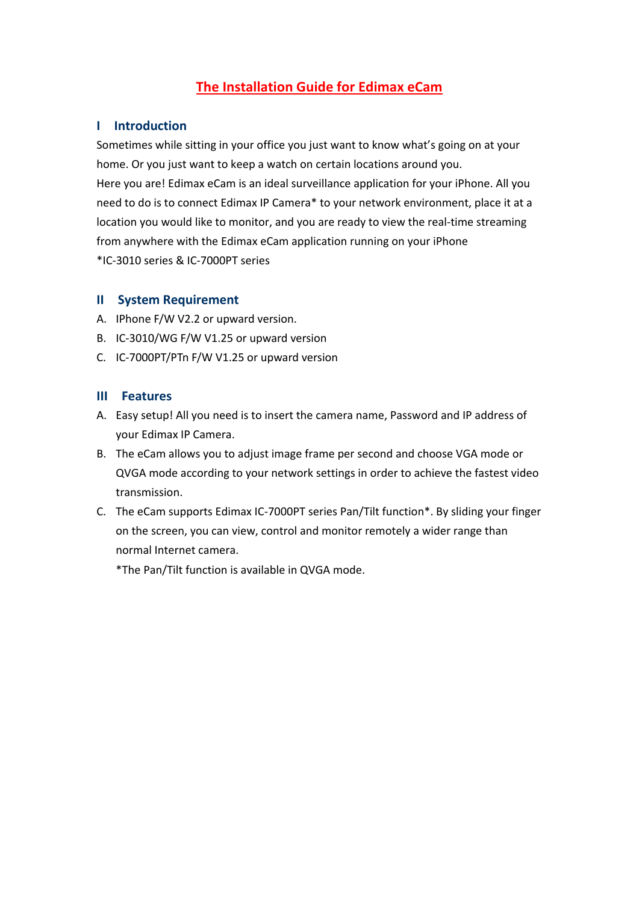# The Installation Guide for Edimax eCam

## I Introduction

Sometimes while sitting in your office you just want to know what's going on at your home. Or you just want to keep a watch on certain locations around you.

Here you are! Edimax eCam is an ideal surveillance application for your iPhone. All you need to do is to connect Edimax IP Camera* to your network environment, place it at a location you would like to monitor, and you are ready to view the real-time streaming from anywhere with the Edimax eCam application running on your iPhone

*IC-3010 series & IC-7000PT series

## II System Requirement

A. IPhone F/W V2.2 or upward version.

B. IC-3010/WG F/W V1.25 or upward version

C. IC-7000PT/PTn F/W V1.25 or upward version

## III Features

A. Easy setup! All you need is to insert the camera name, Password and IP address of your Edimax IP Camera.

B. The eCam allows you to adjust image frame per second and choose VGA mode or QVGA mode according to your network settings in order to achieve the fastest video transmission.

C. The eCam supports Edimax IC-7000PT series Pan/Tilt function*. By sliding your finger on the screen, you can view, control and monitor remotely a wider range than normal Internet camera.

   *The Pan/Tilt function is available in QVGA mode.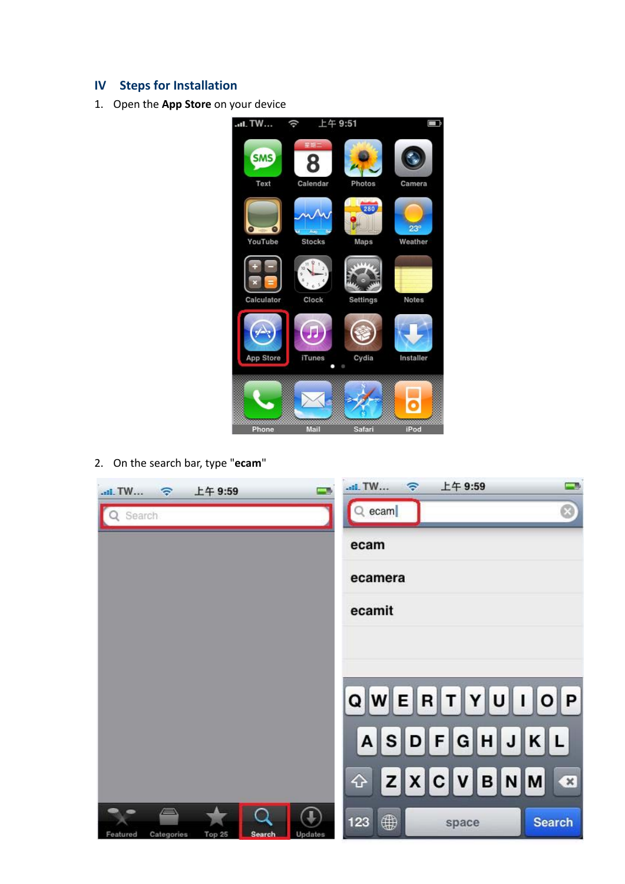## IV Steps for Installation

1. Open the **App Store** on your device

2. On the search bar, type "**ecam**"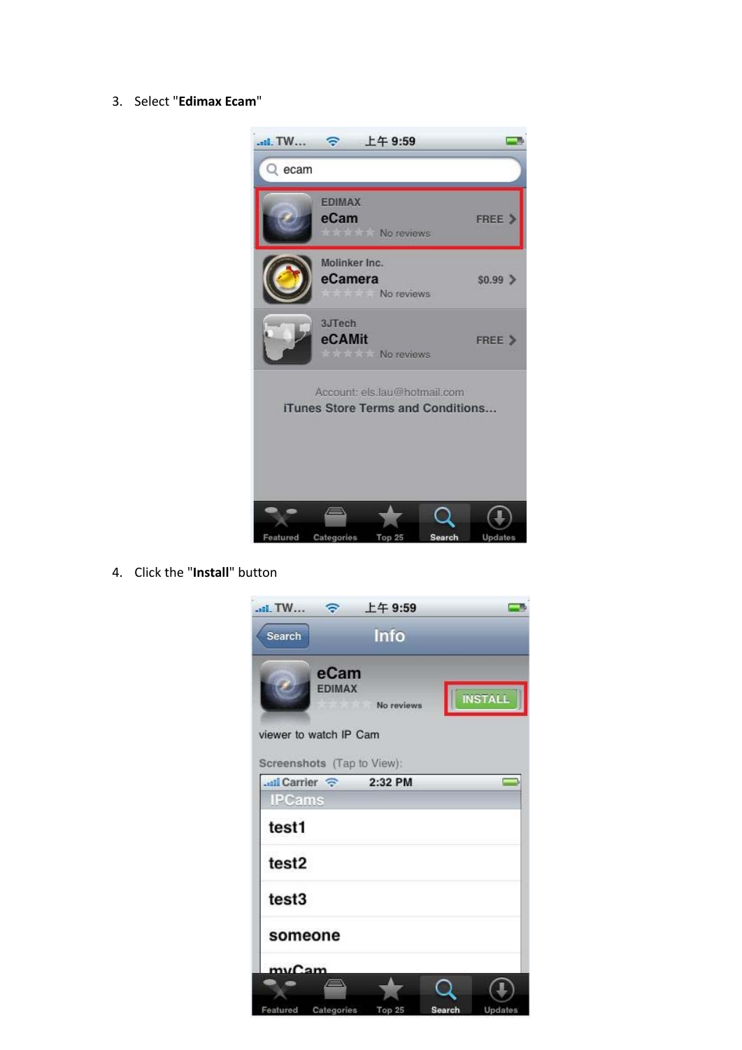3. Select "**Edimax Ecam**"

4. Click the "**Install**" button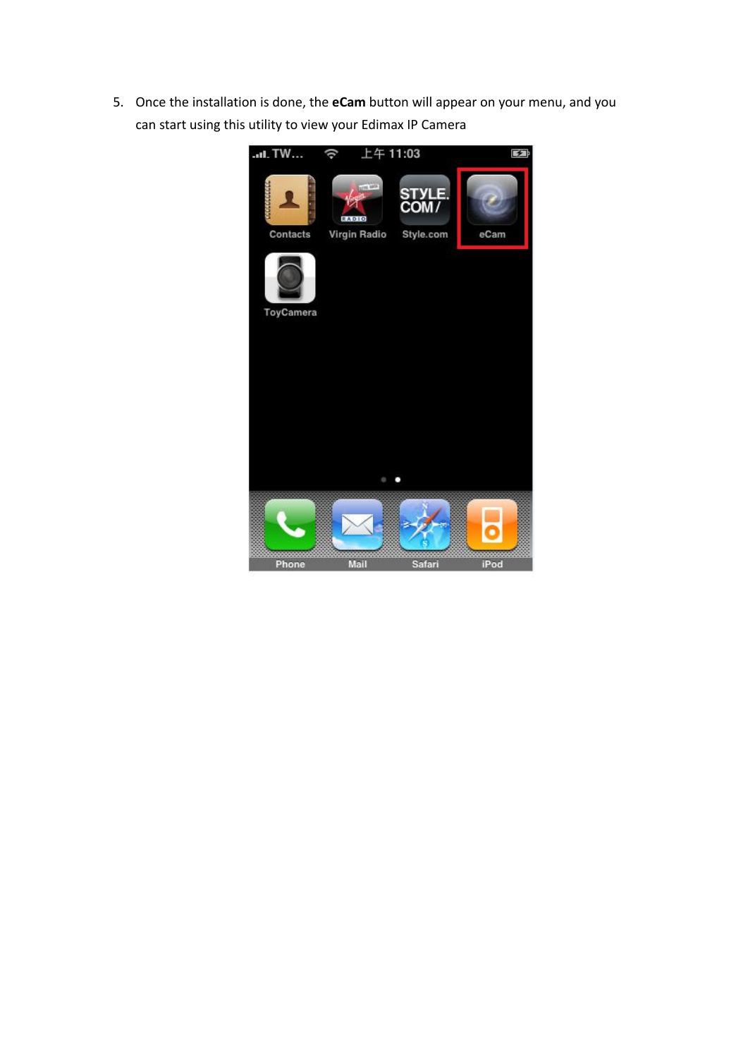5. Once the installation is done, the **eCam** button will appear on your menu, and you can start using this utility to view your Edimax IP Camera